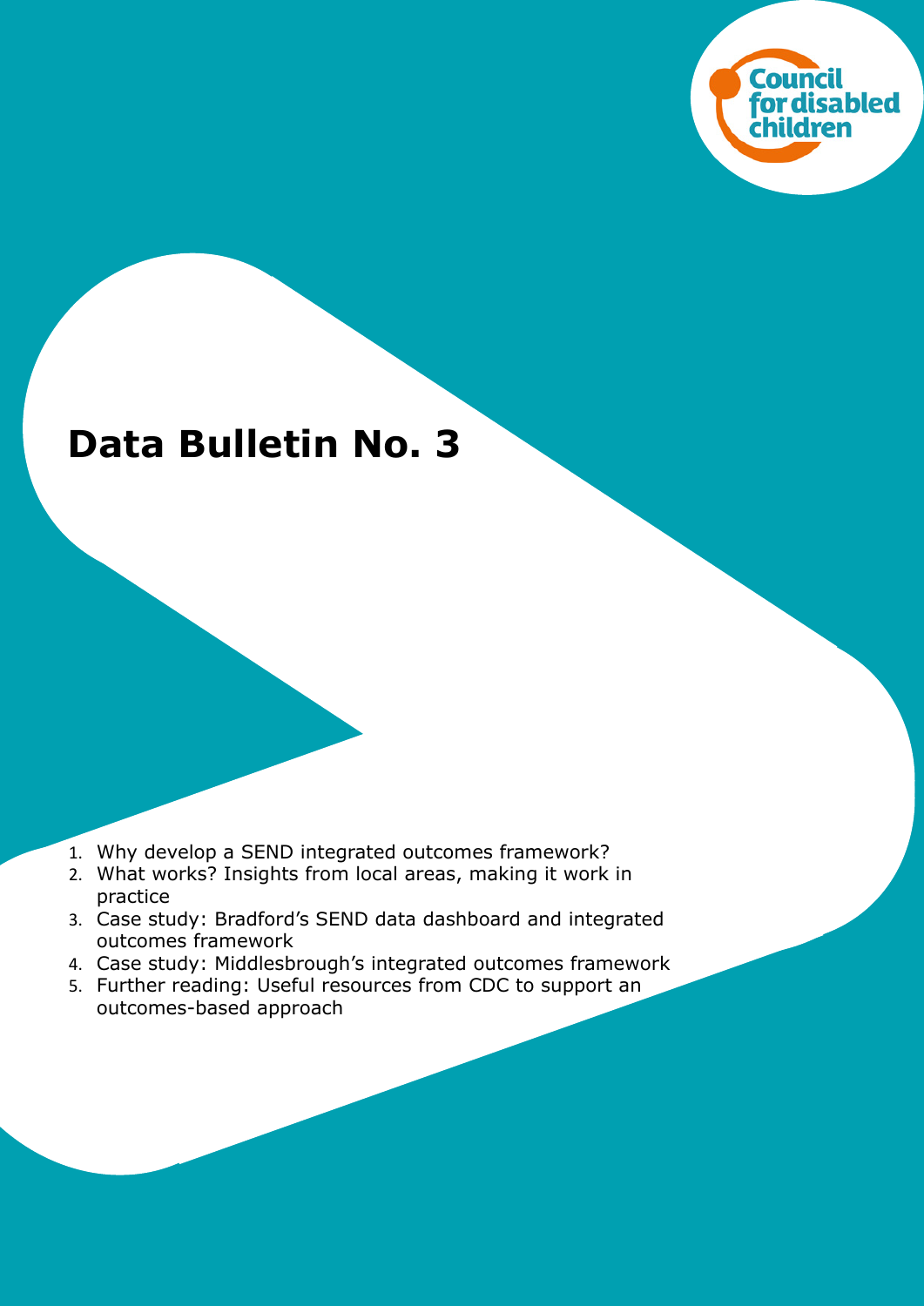Council for disabled children

# Data Bulletin No. 3

1. Why develop a SEND integrated outcomes framework?
2. What works? Insights from local areas, making it work in practice
3. Case study: Bradford's SEND data dashboard and integrated outcomes framework
4. Case study: Middlesbrough's integrated outcomes framework
5. Further reading: Useful resources from CDC to support an outcomes-based approach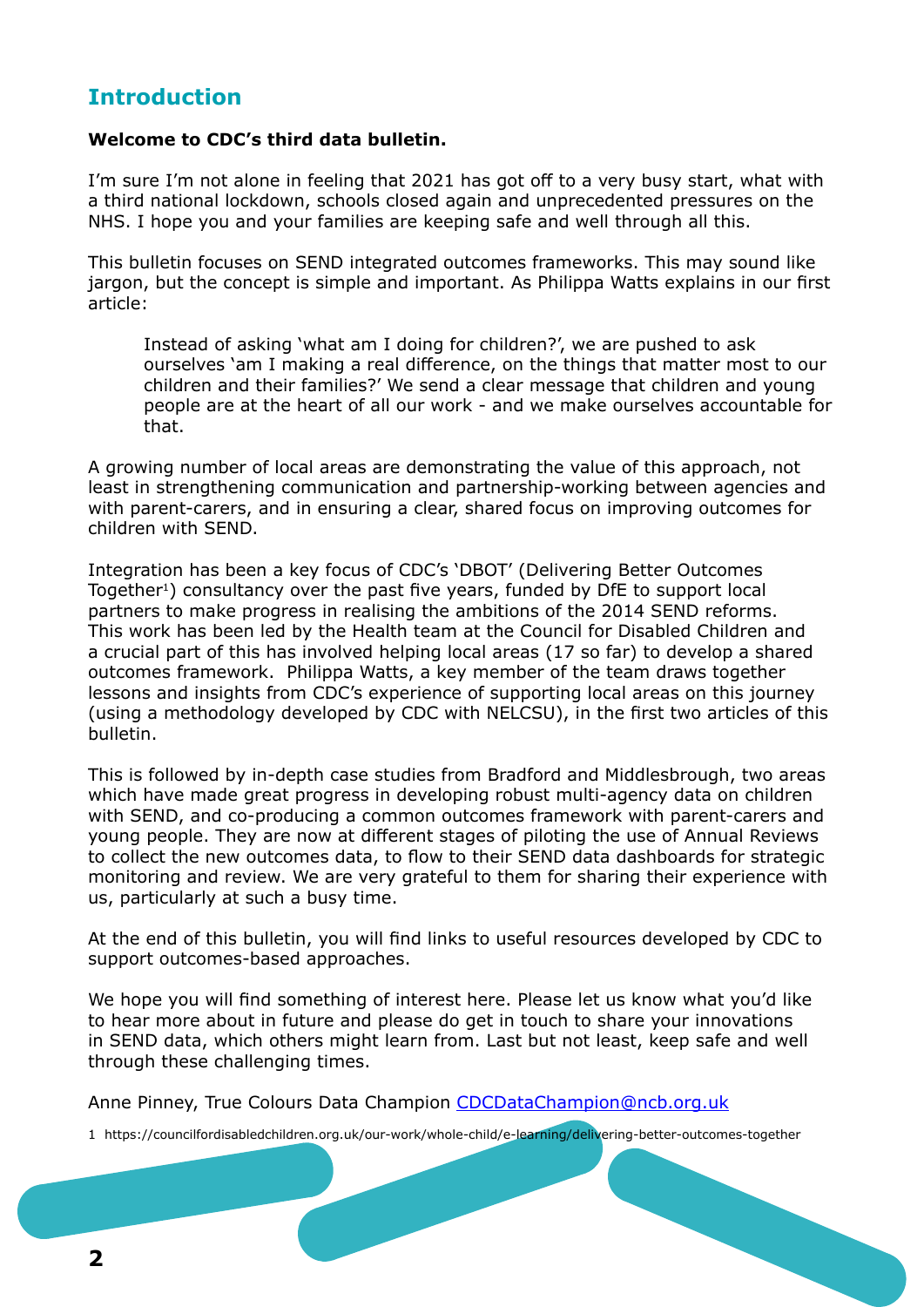## Introduction

**Welcome to CDC's third data bulletin.**

I'm sure I'm not alone in feeling that 2021 has got off to a very busy start, what with a third national lockdown, schools closed again and unprecedented pressures on the NHS. I hope you and your families are keeping safe and well through all this.

This bulletin focuses on SEND integrated outcomes frameworks. This may sound like jargon, but the concept is simple and important. As Philippa Watts explains in our first article:

> Instead of asking 'what am I doing for children?', we are pushed to ask ourselves 'am I making a real difference, on the things that matter most to our children and their families?' We send a clear message that children and young people are at the heart of all our work - and we make ourselves accountable for that.

A growing number of local areas are demonstrating the value of this approach, not least in strengthening communication and partnership-working between agencies and with parent-carers, and in ensuring a clear, shared focus on improving outcomes for children with SEND.

Integration has been a key focus of CDC's 'DBOT' (Delivering Better Outcomes Together[1]) consultancy over the past five years, funded by DfE to support local partners to make progress in realising the ambitions of the 2014 SEND reforms. This work has been led by the Health team at the Council for Disabled Children and a crucial part of this has involved helping local areas (17 so far) to develop a shared outcomes framework. Philippa Watts, a key member of the team draws together lessons and insights from CDC's experience of supporting local areas on this journey (using a methodology developed by CDC with NELCSU), in the first two articles of this bulletin.

This is followed by in-depth case studies from Bradford and Middlesbrough, two areas which have made great progress in developing robust multi-agency data on children with SEND, and co-producing a common outcomes framework with parent-carers and young people. They are now at different stages of piloting the use of Annual Reviews to collect the new outcomes data, to flow to their SEND data dashboards for strategic monitoring and review. We are very grateful to them for sharing their experience with us, particularly at such a busy time.

At the end of this bulletin, you will find links to useful resources developed by CDC to support outcomes-based approaches.

We hope you will find something of interest here. Please let us know what you'd like to hear more about in future and please do get in touch to share your innovations in SEND data, which others might learn from. Last but not least, keep safe and well through these challenging times.

Anne Pinney, True Colours Data Champion [CDCDataChampion@ncb.org.uk](mailto:CDCDataChampion@ncb.org.uk)

1 https://councilfordisabledchildren.org.uk/our-work/whole-child/e-learning/delivering-better-outcomes-together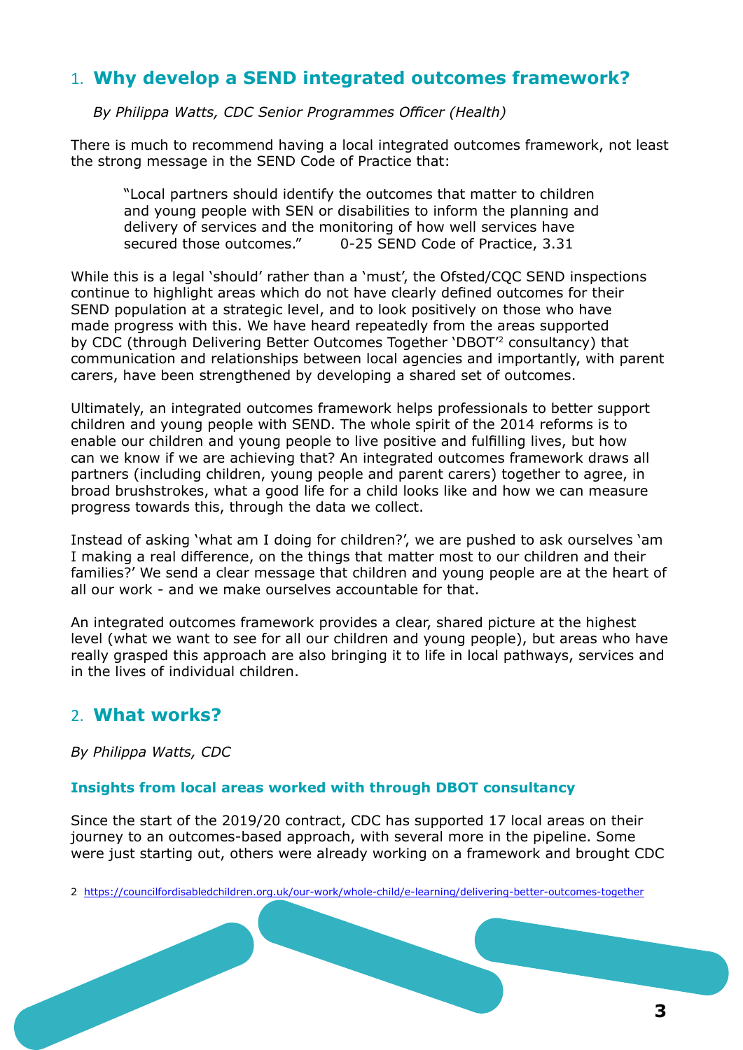## 1. Why develop a SEND integrated outcomes framework?

*By Philippa Watts, CDC Senior Programmes Officer (Health)*

There is much to recommend having a local integrated outcomes framework, not least the strong message in the SEND Code of Practice that:

> "Local partners should identify the outcomes that matter to children and young people with SEN or disabilities to inform the planning and delivery of services and the monitoring of how well services have secured those outcomes." 0-25 SEND Code of Practice, 3.31

While this is a legal 'should' rather than a 'must', the Ofsted/CQC SEND inspections continue to highlight areas which do not have clearly defined outcomes for their SEND population at a strategic level, and to look positively on those who have made progress with this. We have heard repeatedly from the areas supported by CDC (through Delivering Better Outcomes Together 'DBOT'[2] consultancy) that communication and relationships between local agencies and importantly, with parent carers, have been strengthened by developing a shared set of outcomes.

Ultimately, an integrated outcomes framework helps professionals to better support children and young people with SEND. The whole spirit of the 2014 reforms is to enable our children and young people to live positive and fulfilling lives, but how can we know if we are achieving that? An integrated outcomes framework draws all partners (including children, young people and parent carers) together to agree, in broad brushstrokes, what a good life for a child looks like and how we can measure progress towards this, through the data we collect.

Instead of asking 'what am I doing for children?', we are pushed to ask ourselves 'am I making a real difference, on the things that matter most to our children and their families?' We send a clear message that children and young people are at the heart of all our work - and we make ourselves accountable for that.

An integrated outcomes framework provides a clear, shared picture at the highest level (what we want to see for all our children and young people), but areas who have really grasped this approach are also bringing it to life in local pathways, services and in the lives of individual children.

## 2. What works?

*By Philippa Watts, CDC*

### Insights from local areas worked with through DBOT consultancy

Since the start of the 2019/20 contract, CDC has supported 17 local areas on their journey to an outcomes-based approach, with several more in the pipeline. Some were just starting out, others were already working on a framework and brought CDC

2 https://councilfordisabledchildren.org.uk/our-work/whole-child/e-learning/delivering-better-outcomes-together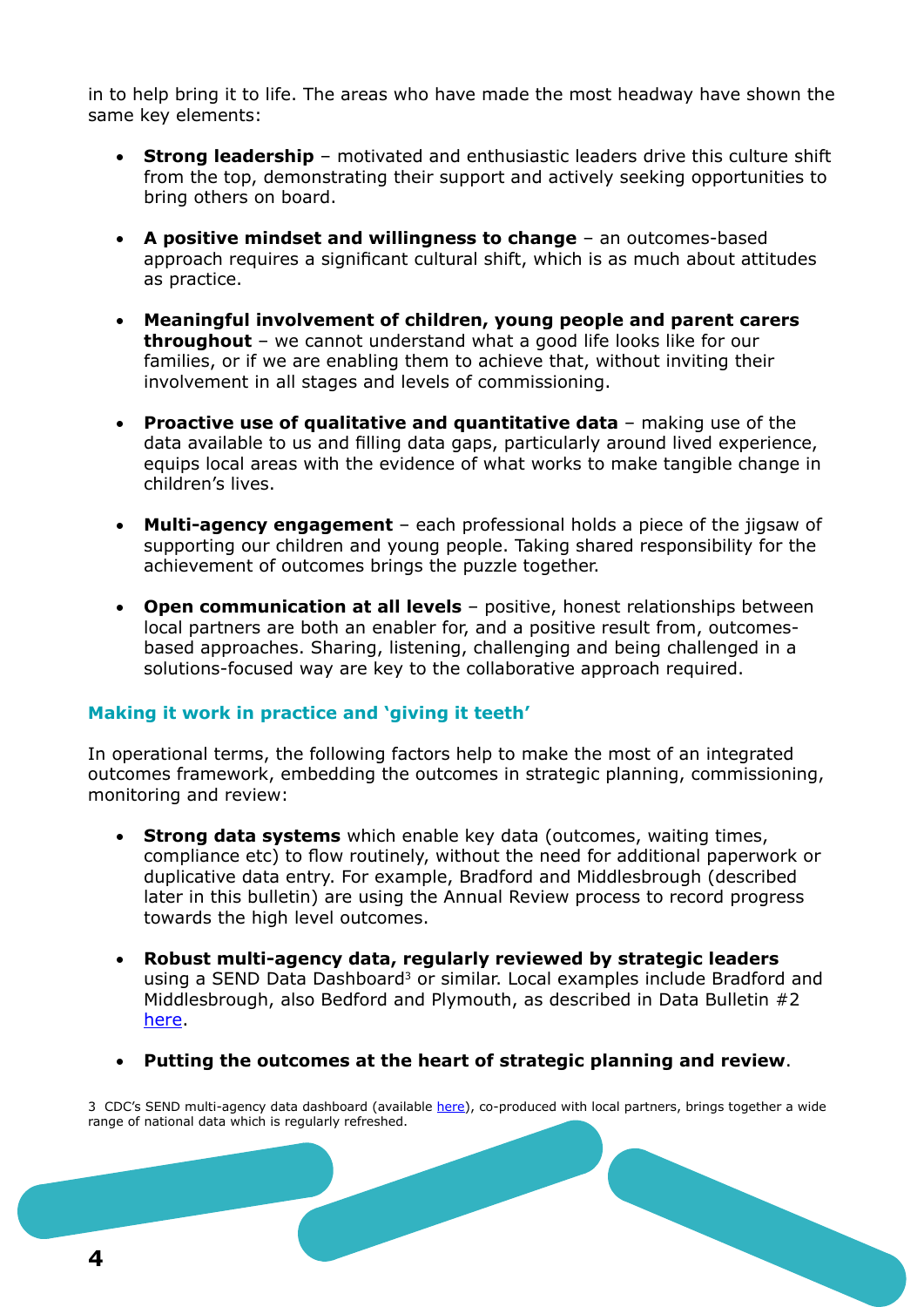in to help bring it to life. The areas who have made the most headway have shown the same key elements:

- **Strong leadership** – motivated and enthusiastic leaders drive this culture shift from the top, demonstrating their support and actively seeking opportunities to bring others on board.

- **A positive mindset and willingness to change** – an outcomes-based approach requires a significant cultural shift, which is as much about attitudes as practice.

- **Meaningful involvement of children, young people and parent carers throughout** – we cannot understand what a good life looks like for our families, or if we are enabling them to achieve that, without inviting their involvement in all stages and levels of commissioning.

- **Proactive use of qualitative and quantitative data** – making use of the data available to us and filling data gaps, particularly around lived experience, equips local areas with the evidence of what works to make tangible change in children's lives.

- **Multi-agency engagement** – each professional holds a piece of the jigsaw of supporting our children and young people. Taking shared responsibility for the achievement of outcomes brings the puzzle together.

- **Open communication at all levels** – positive, honest relationships between local partners are both an enabler for, and a positive result from, outcomes-based approaches. Sharing, listening, challenging and being challenged in a solutions-focused way are key to the collaborative approach required.

## Making it work in practice and 'giving it teeth'

In operational terms, the following factors help to make the most of an integrated outcomes framework, embedding the outcomes in strategic planning, commissioning, monitoring and review:

- **Strong data systems** which enable key data (outcomes, waiting times, compliance etc) to flow routinely, without the need for additional paperwork or duplicative data entry. For example, Bradford and Middlesbrough (described later in this bulletin) are using the Annual Review process to record progress towards the high level outcomes.

- **Robust multi-agency data, regularly reviewed by strategic leaders** using a SEND Data Dashboard[3] or similar. Local examples include Bradford and Middlesbrough, also Bedford and Plymouth, as described in Data Bulletin #2 here.

- **Putting the outcomes at the heart of strategic planning and review**.

3 CDC's SEND multi-agency data dashboard (available here), co-produced with local partners, brings together a wide range of national data which is regularly refreshed.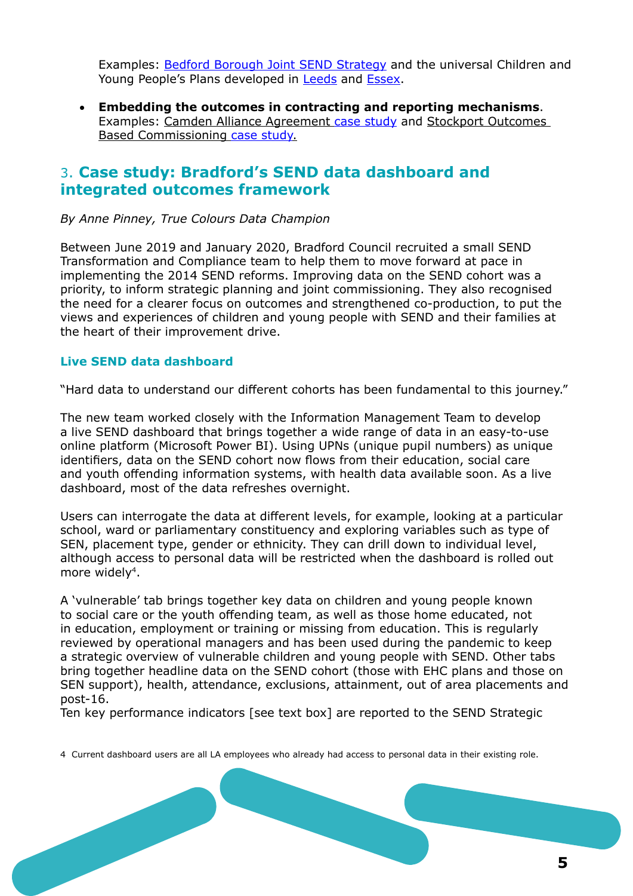Examples: Bedford Borough Joint SEND Strategy and the universal Children and Young People's Plans developed in Leeds and Essex.

- **Embedding the outcomes in contracting and reporting mechanisms**. Examples: Camden Alliance Agreement case study and Stockport Outcomes Based Commissioning case study.

## 3. Case study: Bradford's SEND data dashboard and integrated outcomes framework

*By Anne Pinney, True Colours Data Champion*

Between June 2019 and January 2020, Bradford Council recruited a small SEND Transformation and Compliance team to help them to move forward at pace in implementing the 2014 SEND reforms. Improving data on the SEND cohort was a priority, to inform strategic planning and joint commissioning. They also recognised the need for a clearer focus on outcomes and strengthened co-production, to put the views and experiences of children and young people with SEND and their families at the heart of their improvement drive.

### Live SEND data dashboard

"Hard data to understand our different cohorts has been fundamental to this journey."

The new team worked closely with the Information Management Team to develop a live SEND dashboard that brings together a wide range of data in an easy-to-use online platform (Microsoft Power BI). Using UPNs (unique pupil numbers) as unique identifiers, data on the SEND cohort now flows from their education, social care and youth offending information systems, with health data available soon. As a live dashboard, most of the data refreshes overnight.

Users can interrogate the data at different levels, for example, looking at a particular school, ward or parliamentary constituency and exploring variables such as type of SEN, placement type, gender or ethnicity. They can drill down to individual level, although access to personal data will be restricted when the dashboard is rolled out more widely[4].

A 'vulnerable' tab brings together key data on children and young people known to social care or the youth offending team, as well as those home educated, not in education, employment or training or missing from education. This is regularly reviewed by operational managers and has been used during the pandemic to keep a strategic overview of vulnerable children and young people with SEND. Other tabs bring together headline data on the SEND cohort (those with EHC plans and those on SEN support), health, attendance, exclusions, attainment, out of area placements and post-16.
Ten key performance indicators [see text box] are reported to the SEND Strategic

4 Current dashboard users are all LA employees who already had access to personal data in their existing role.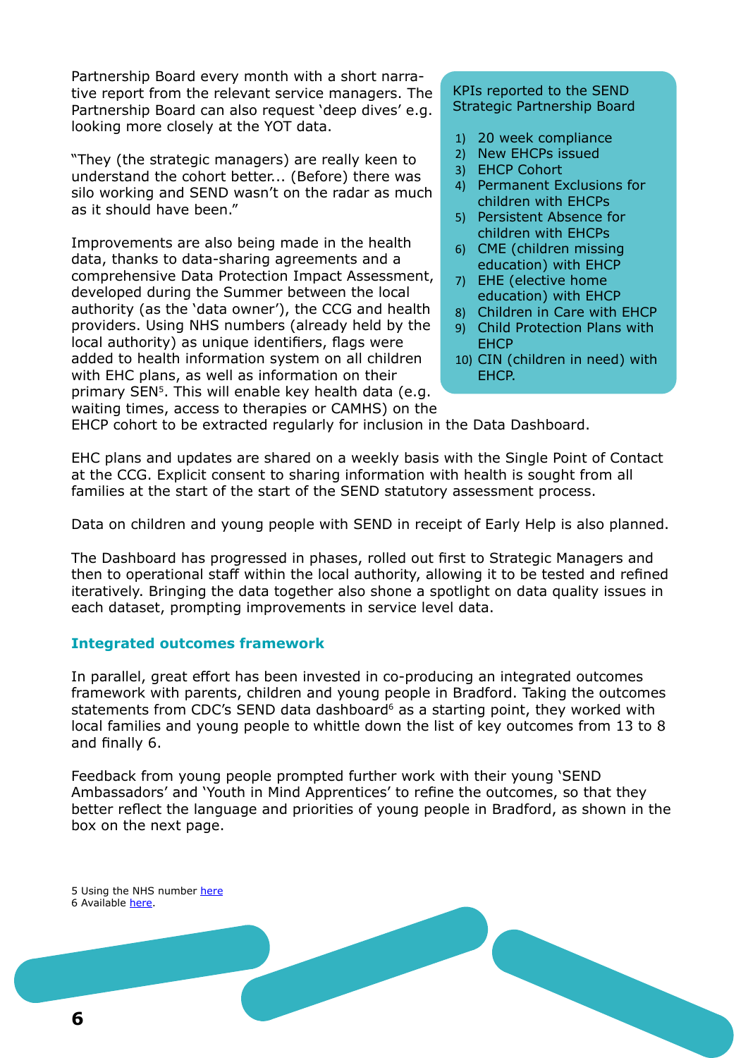Partnership Board every month with a short narrative report from the relevant service managers. The Partnership Board can also request 'deep dives' e.g. looking more closely at the YOT data.

"They (the strategic managers) are really keen to understand the cohort better... (Before) there was silo working and SEND wasn't on the radar as much as it should have been."

Improvements are also being made in the health data, thanks to data-sharing agreements and a comprehensive Data Protection Impact Assessment, developed during the Summer between the local authority (as the 'data owner'), the CCG and health providers. Using NHS numbers (already held by the local authority) as unique identifiers, flags were added to health information system on all children with EHC plans, as well as information on their primary SEN[5]. This will enable key health data (e.g. waiting times, access to therapies or CAMHS) on the EHCP cohort to be extracted regularly for inclusion in the Data Dashboard.

KPIs reported to the SEND Strategic Partnership Board

1) 20 week compliance
2) New EHCPs issued
3) EHCP Cohort
4) Permanent Exclusions for children with EHCPs
5) Persistent Absence for children with EHCPs
6) CME (children missing education) with EHCP
7) EHE (elective home education) with EHCP
8) Children in Care with EHCP
9) Child Protection Plans with EHCP
10) CIN (children in need) with EHCP.

EHC plans and updates are shared on a weekly basis with the Single Point of Contact at the CCG. Explicit consent to sharing information with health is sought from all families at the start of the start of the SEND statutory assessment process.

Data on children and young people with SEND in receipt of Early Help is also planned.

The Dashboard has progressed in phases, rolled out first to Strategic Managers and then to operational staff within the local authority, allowing it to be tested and refined iteratively. Bringing the data together also shone a spotlight on data quality issues in each dataset, prompting improvements in service level data.

### Integrated outcomes framework

In parallel, great effort has been invested in co-producing an integrated outcomes framework with parents, children and young people in Bradford. Taking the outcomes statements from CDC's SEND data dashboard[6] as a starting point, they worked with local families and young people to whittle down the list of key outcomes from 13 to 8 and finally 6.

Feedback from young people prompted further work with their young 'SEND Ambassadors' and 'Youth in Mind Apprentices' to refine the outcomes, so that they better reflect the language and priorities of young people in Bradford, as shown in the box on the next page.

5 Using the NHS number here
6 Available here.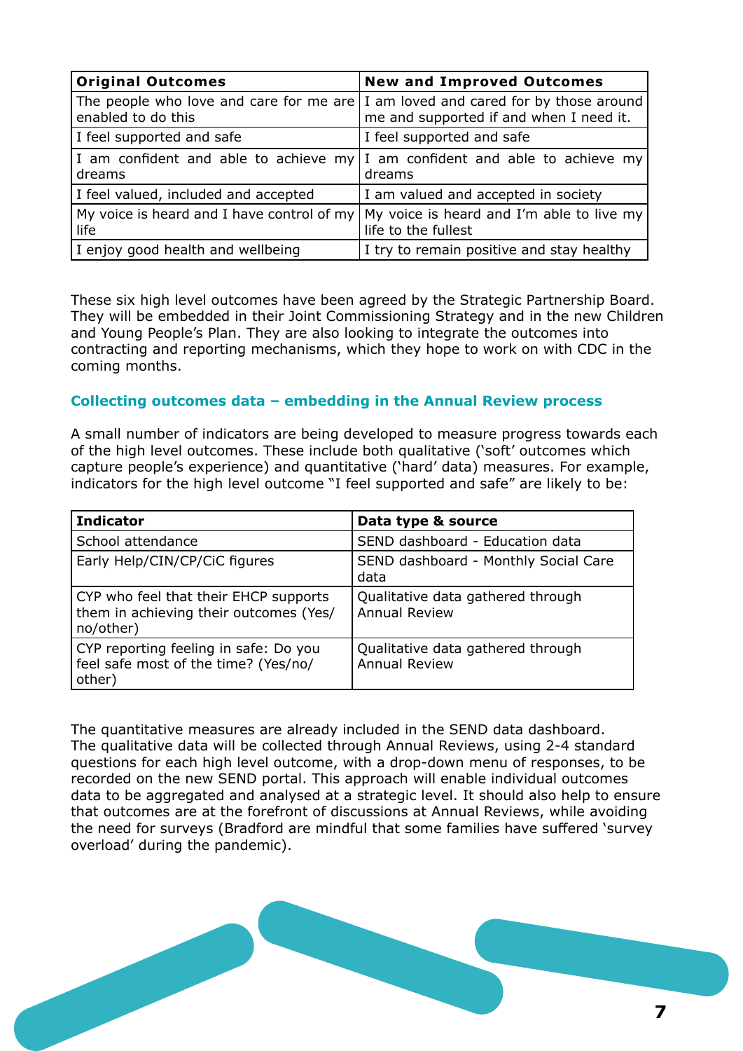| Original Outcomes | New and Improved Outcomes |
|---|---|
| The people who love and care for me are enabled to do this | I am loved and cared for by those around me and supported if and when I need it. |
| I feel supported and safe | I feel supported and safe |
| I am confident and able to achieve my dreams | I am confident and able to achieve my dreams |
| I feel valued, included and accepted | I am valued and accepted in society |
| My voice is heard and I have control of my life | My voice is heard and I'm able to live my life to the fullest |
| I enjoy good health and wellbeing | I try to remain positive and stay healthy |

These six high level outcomes have been agreed by the Strategic Partnership Board. They will be embedded in their Joint Commissioning Strategy and in the new Children and Young People's Plan. They are also looking to integrate the outcomes into contracting and reporting mechanisms, which they hope to work on with CDC in the coming months.

### Collecting outcomes data – embedding in the Annual Review process

A small number of indicators are being developed to measure progress towards each of the high level outcomes. These include both qualitative ('soft' outcomes which capture people's experience) and quantitative ('hard' data) measures. For example, indicators for the high level outcome "I feel supported and safe" are likely to be:

| Indicator | Data type & source |
|---|---|
| School attendance | SEND dashboard - Education data |
| Early Help/CIN/CP/CiC figures | SEND dashboard - Monthly Social Care data |
| CYP who feel that their EHCP supports them in achieving their outcomes (Yes/no/other) | Qualitative data gathered through Annual Review |
| CYP reporting feeling in safe: Do you feel safe most of the time? (Yes/no/other) | Qualitative data gathered through Annual Review |

The quantitative measures are already included in the SEND data dashboard. The qualitative data will be collected through Annual Reviews, using 2-4 standard questions for each high level outcome, with a drop-down menu of responses, to be recorded on the new SEND portal. This approach will enable individual outcomes data to be aggregated and analysed at a strategic level. It should also help to ensure that outcomes are at the forefront of discussions at Annual Reviews, while avoiding the need for surveys (Bradford are mindful that some families have suffered 'survey overload' during the pandemic).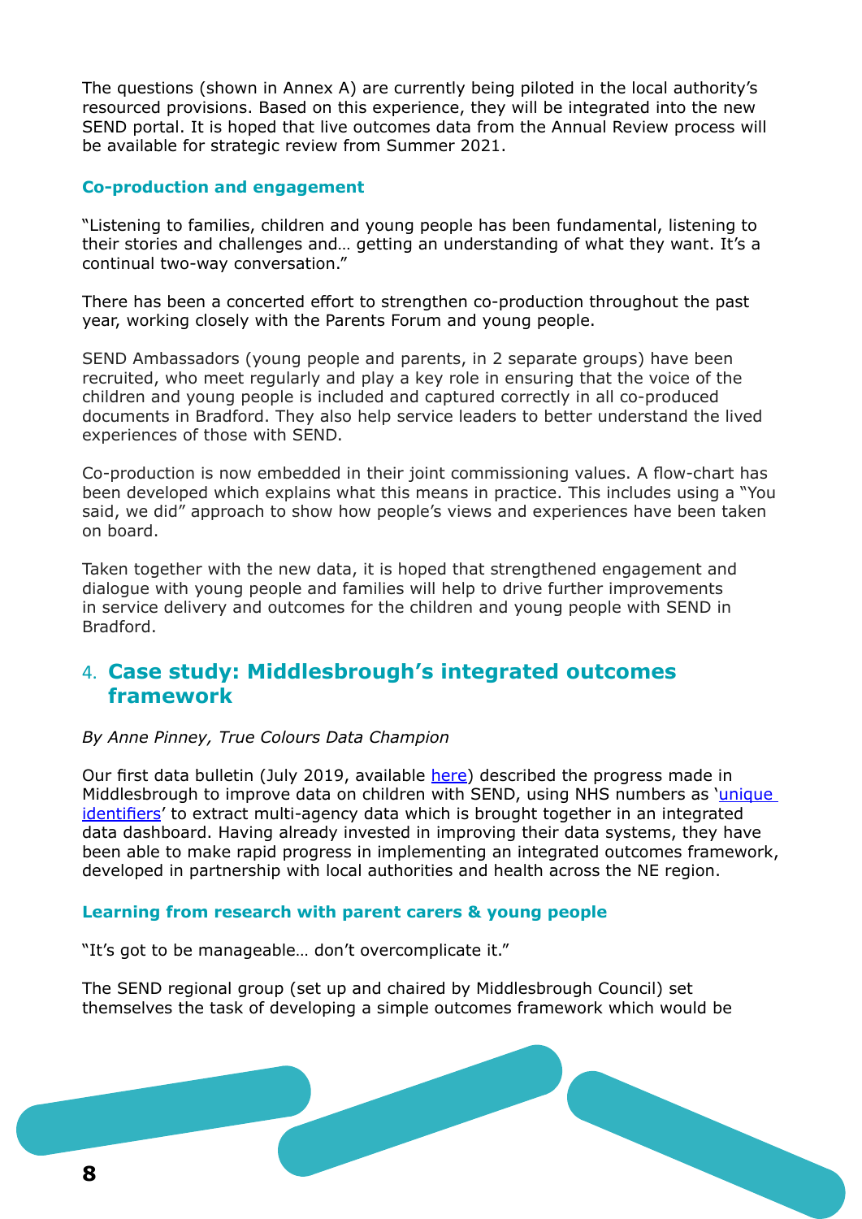The questions (shown in Annex A) are currently being piloted in the local authority's resourced provisions. Based on this experience, they will be integrated into the new SEND portal. It is hoped that live outcomes data from the Annual Review process will be available for strategic review from Summer 2021.

### Co-production and engagement

"Listening to families, children and young people has been fundamental, listening to their stories and challenges and… getting an understanding of what they want. It's a continual two-way conversation."

There has been a concerted effort to strengthen co-production throughout the past year, working closely with the Parents Forum and young people.

SEND Ambassadors (young people and parents, in 2 separate groups) have been recruited, who meet regularly and play a key role in ensuring that the voice of the children and young people is included and captured correctly in all co-produced documents in Bradford. They also help service leaders to better understand the lived experiences of those with SEND.

Co-production is now embedded in their joint commissioning values. A flow-chart has been developed which explains what this means in practice. This includes using a "You said, we did" approach to show how people's views and experiences have been taken on board.

Taken together with the new data, it is hoped that strengthened engagement and dialogue with young people and families will help to drive further improvements in service delivery and outcomes for the children and young people with SEND in Bradford.

## 4. Case study: Middlesbrough's integrated outcomes framework

*By Anne Pinney, True Colours Data Champion*

Our first data bulletin (July 2019, available here) described the progress made in Middlesbrough to improve data on children with SEND, using NHS numbers as 'unique identifiers' to extract multi-agency data which is brought together in an integrated data dashboard. Having already invested in improving their data systems, they have been able to make rapid progress in implementing an integrated outcomes framework, developed in partnership with local authorities and health across the NE region.

### Learning from research with parent carers & young people

"It's got to be manageable… don't overcomplicate it."

The SEND regional group (set up and chaired by Middlesbrough Council) set themselves the task of developing a simple outcomes framework which would be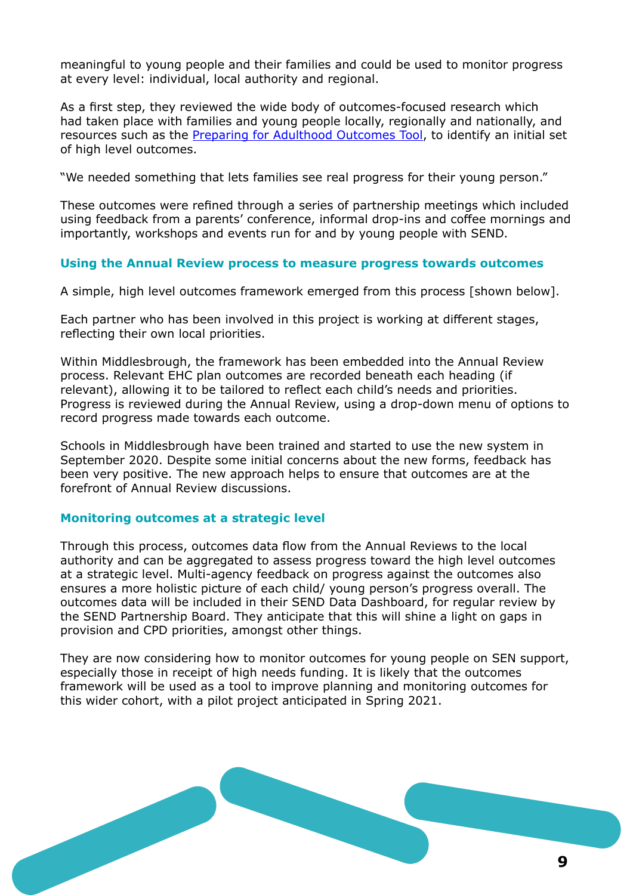meaningful to young people and their families and could be used to monitor progress at every level: individual, local authority and regional.

As a first step, they reviewed the wide body of outcomes-focused research which had taken place with families and young people locally, regionally and nationally, and resources such as the [Preparing for Adulthood Outcomes Tool](), to identify an initial set of high level outcomes.

"We needed something that lets families see real progress for their young person."

These outcomes were refined through a series of partnership meetings which included using feedback from a parents' conference, informal drop-ins and coffee mornings and importantly, workshops and events run for and by young people with SEND.

### Using the Annual Review process to measure progress towards outcomes

A simple, high level outcomes framework emerged from this process [shown below].

Each partner who has been involved in this project is working at different stages, reflecting their own local priorities.

Within Middlesbrough, the framework has been embedded into the Annual Review process. Relevant EHC plan outcomes are recorded beneath each heading (if relevant), allowing it to be tailored to reflect each child's needs and priorities. Progress is reviewed during the Annual Review, using a drop-down menu of options to record progress made towards each outcome.

Schools in Middlesbrough have been trained and started to use the new system in September 2020. Despite some initial concerns about the new forms, feedback has been very positive. The new approach helps to ensure that outcomes are at the forefront of Annual Review discussions.

### Monitoring outcomes at a strategic level

Through this process, outcomes data flow from the Annual Reviews to the local authority and can be aggregated to assess progress toward the high level outcomes at a strategic level. Multi-agency feedback on progress against the outcomes also ensures a more holistic picture of each child/ young person's progress overall. The outcomes data will be included in their SEND Data Dashboard, for regular review by the SEND Partnership Board. They anticipate that this will shine a light on gaps in provision and CPD priorities, amongst other things.

They are now considering how to monitor outcomes for young people on SEN support, especially those in receipt of high needs funding. It is likely that the outcomes framework will be used as a tool to improve planning and monitoring outcomes for this wider cohort, with a pilot project anticipated in Spring 2021.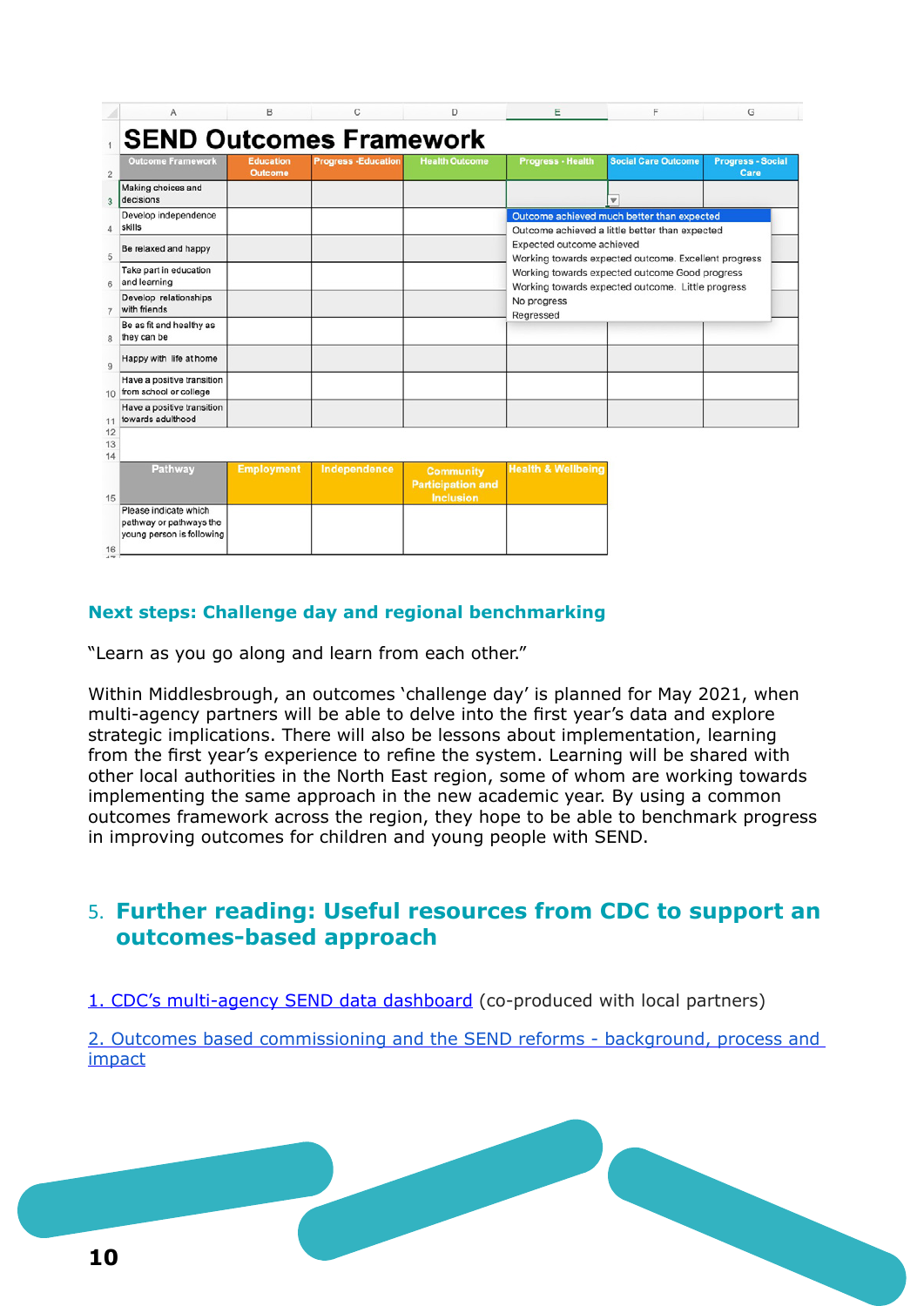**SEND Outcomes Framework**

| Outcome Framework | Education Outcome | Progress -Education | Health Outcome | Progress - Health | Social Care Outcome | Progress - Social Care |
|---|---|---|---|---|---|---|
| Making choices and decisions | | | | | | |
| Develop independence skills | | | | | | |
| Be relaxed and happy | | | | | | |
| Take part in education and learning | | | | | | |
| Develop relationships with friends | | | | | | |
| Be as fit and healthy as they can be | | | | | | |
| Happy with life at home | | | | | | |
| Have a positive transition from school or college | | | | | | |
| Have a positive transition towards adulthood | | | | | | |

Dropdown options:
- Outcome achieved much better than expected
- Outcome achieved a little better than expected
- Expected outcome achieved
- Working towards expected outcome. Excellent progress
- Working towards expected outcome Good progress
- Working towards expected outcome. Little progress
- No progress
- Regressed

| Pathway | Employment | Independence | Community Participation and Inclusion | Health & Wellbeing |
|---|---|---|---|---|
| Please indicate which pathway or pathways the young person is following | | | | |

## Next steps: Challenge day and regional benchmarking

"Learn as you go along and learn from each other."

Within Middlesbrough, an outcomes 'challenge day' is planned for May 2021, when multi-agency partners will be able to delve into the first year's data and explore strategic implications. There will also be lessons about implementation, learning from the first year's experience to refine the system. Learning will be shared with other local authorities in the North East region, some of whom are working towards implementing the same approach in the new academic year. By using a common outcomes framework across the region, they hope to be able to benchmark progress in improving outcomes for children and young people with SEND.

# 5. Further reading: Useful resources from CDC to support an outcomes-based approach

1. CDC's multi-agency SEND data dashboard (co-produced with local partners)

2. Outcomes based commissioning and the SEND reforms - background, process and impact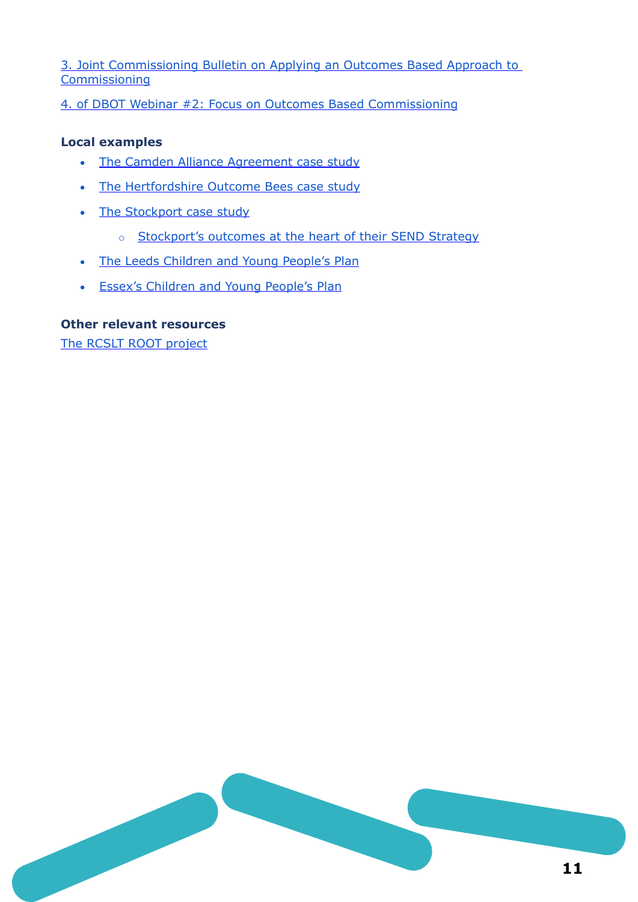3. Joint Commissioning Bulletin on Applying an Outcomes Based Approach to Commissioning

4. of DBOT Webinar #2: Focus on Outcomes Based Commissioning

**Local examples**

- The Camden Alliance Agreement case study
- The Hertfordshire Outcome Bees case study
- The Stockport case study
  - Stockport's outcomes at the heart of their SEND Strategy
- The Leeds Children and Young People's Plan
- Essex's Children and Young People's Plan

**Other relevant resources**

The RCSLT ROOT project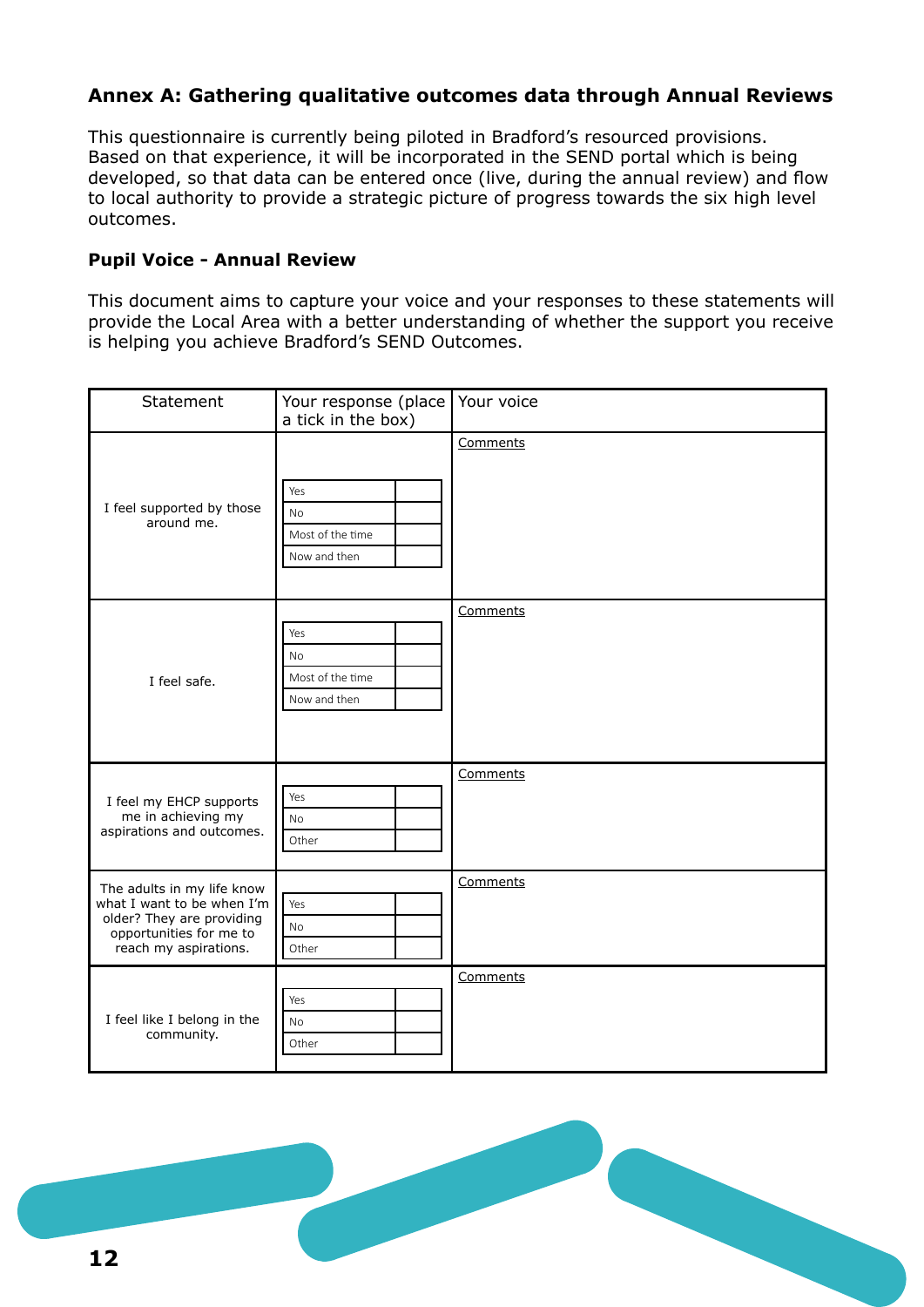## Annex A: Gathering qualitative outcomes data through Annual Reviews

This questionnaire is currently being piloted in Bradford's resourced provisions. Based on that experience, it will be incorporated in the SEND portal which is being developed, so that data can be entered once (live, during the annual review) and flow to local authority to provide a strategic picture of progress towards the six high level outcomes.

### Pupil Voice - Annual Review

This document aims to capture your voice and your responses to these statements will provide the Local Area with a better understanding of whether the support you receive is helping you achieve Bradford's SEND Outcomes.

| Statement | Your response (place a tick in the box) | Your voice |
|---|---|---|
| I feel supported by those around me. | Yes ☐<br>No ☐<br>Most of the time ☐<br>Now and then ☐ | Comments |
| I feel safe. | Yes ☐<br>No ☐<br>Most of the time ☐<br>Now and then ☐ | Comments |
| I feel my EHCP supports me in achieving my aspirations and outcomes. | Yes ☐<br>No ☐<br>Other ☐ | Comments |
| The adults in my life know what I want to be when I'm older? They are providing opportunities for me to reach my aspirations. | Yes ☐<br>No ☐<br>Other ☐ | Comments |
| I feel like I belong in the community. | Yes ☐<br>No ☐<br>Other ☐ | Comments |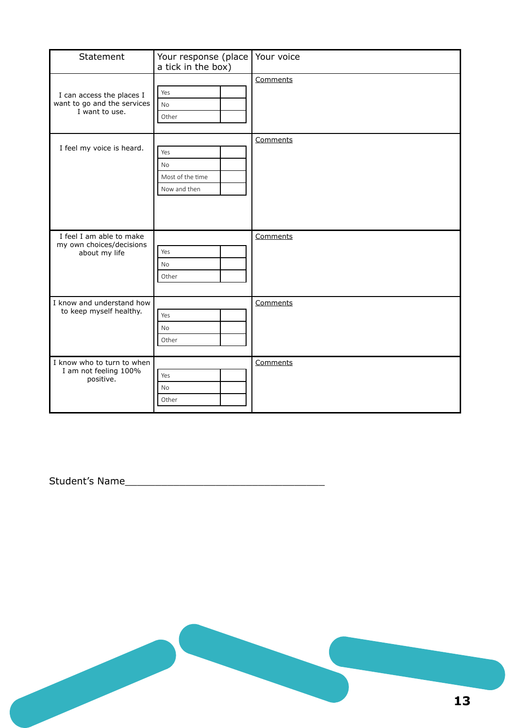| Statement | Your response (place a tick in the box) | Your voice |
|---|---|---|
| I can access the places I want to go and the services I want to use. | Yes ☐<br>No ☐<br>Other ☐ | Comments |
| I feel my voice is heard. | Yes ☐<br>No ☐<br>Most of the time ☐<br>Now and then ☐ | Comments |
| I feel I am able to make my own choices/decisions about my life | Yes ☐<br>No ☐<br>Other ☐ | Comments |
| I know and understand how to keep myself healthy. | Yes ☐<br>No ☐<br>Other ☐ | Comments |
| I know who to turn to when I am not feeling 100% positive. | Yes ☐<br>No ☐<br>Other ☐ | Comments |

Student's Name___________________________________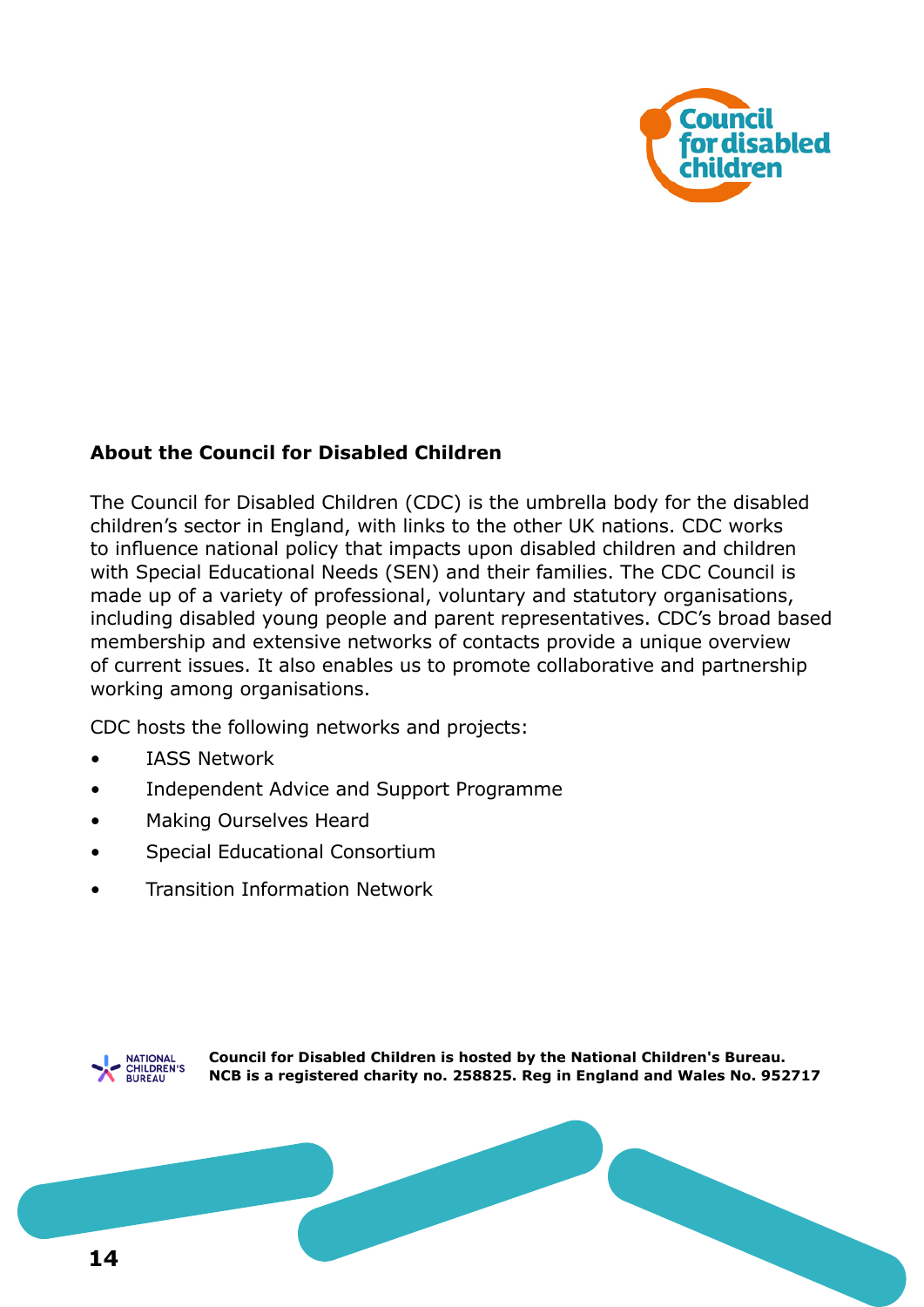## About the Council for Disabled Children

The Council for Disabled Children (CDC) is the umbrella body for the disabled children's sector in England, with links to the other UK nations. CDC works to influence national policy that impacts upon disabled children and children with Special Educational Needs (SEN) and their families. The CDC Council is made up of a variety of professional, voluntary and statutory organisations, including disabled young people and parent representatives. CDC's broad based membership and extensive networks of contacts provide a unique overview of current issues. It also enables us to promote collaborative and partnership working among organisations.

CDC hosts the following networks and projects:

- IASS Network
- Independent Advice and Support Programme
- Making Ourselves Heard
- Special Educational Consortium
- Transition Information Network

**Council for Disabled Children is hosted by the National Children's Bureau. NCB is a registered charity no. 258825. Reg in England and Wales No. 952717**